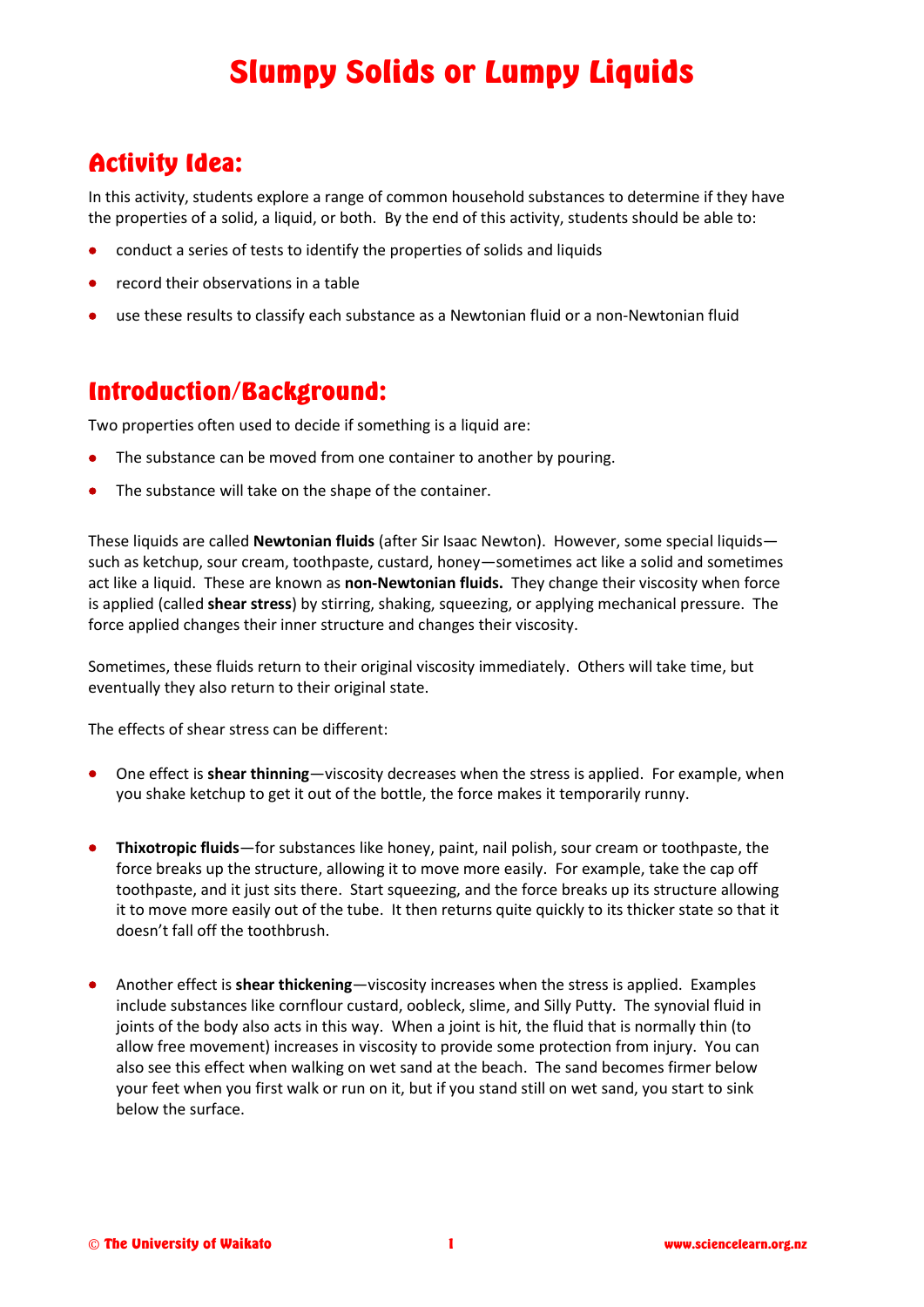# Slumpy Solids or Lumpy Liquids

## Activity Idea:

In this activity, students explore a range of common household substances to determine if they have the properties of a solid, a liquid, or both. By the end of this activity, students should be able to:

- conduct a series of tests to identify the properties of solids and liquids
- record their observations in a table
- use these results to classify each substance as a Newtonian fluid or a non-Newtonian fluid

## Introduction/Background:

Two properties often used to decide if something is a liquid are:

- The substance can be moved from one container to another by pouring.
- The substance will take on the shape of the container.

These liquids are called **Newtonian fluids** (after Sir Isaac Newton). However, some special liquids—such as ketchup, sour cream, toothpaste, custard, honey—sometimes act like a solid and sometimes act like a liquid. These are known as **non-Newtonian fluids.** They change their viscosity when force is applied (called **shear stress**) by stirring, shaking, squeezing, or applying mechanical pressure. The force applied changes their inner structure and changes their viscosity.

Sometimes, these fluids return to their original viscosity immediately. Others will take time, but eventually they also return to their original state.

The effects of shear stress can be different:

- One effect is **shear thinning**—viscosity decreases when the stress is applied. For example, when you shake ketchup to get it out of the bottle, the force makes it temporarily runny.

- **Thixotropic fluids**—for substances like honey, paint, nail polish, sour cream or toothpaste, the force breaks up the structure, allowing it to move more easily. For example, take the cap off toothpaste, and it just sits there. Start squeezing, and the force breaks up its structure allowing it to move more easily out of the tube. It then returns quite quickly to its thicker state so that it doesn't fall off the toothbrush.

- Another effect is **shear thickening**—viscosity increases when the stress is applied. Examples include substances like cornflour custard, oobleck, slime, and Silly Putty. The synovial fluid in joints of the body also acts in this way. When a joint is hit, the fluid that is normally thin (to allow free movement) increases in viscosity to provide some protection from injury. You can also see this effect when walking on wet sand at the beach. The sand becomes firmer below your feet when you first walk or run on it, but if you stand still on wet sand, you start to sink below the surface.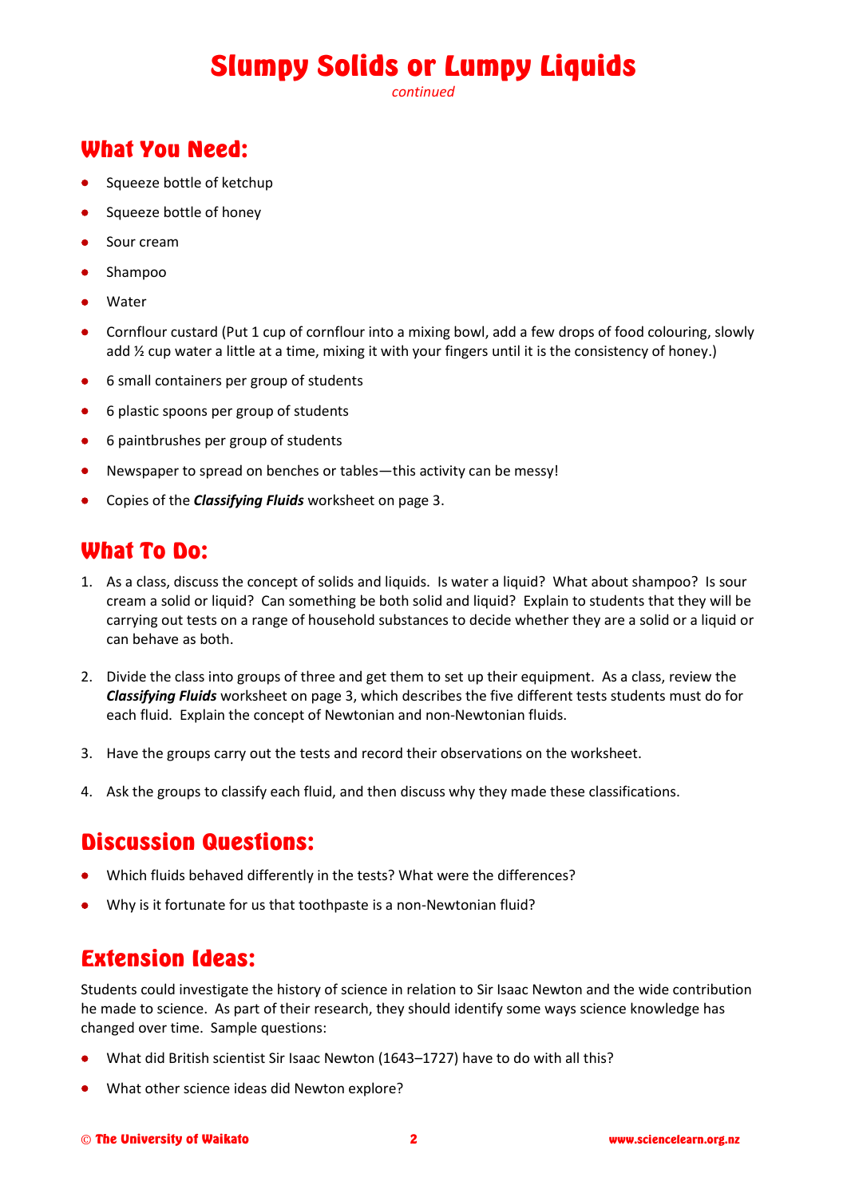# Slumpy Solids or Lumpy Liquids

*continued*

## What You Need:

- Squeeze bottle of ketchup
- Squeeze bottle of honey
- Sour cream
- Shampoo
- Water
- Cornflour custard (Put 1 cup of cornflour into a mixing bowl, add a few drops of food colouring, slowly add ½ cup water a little at a time, mixing it with your fingers until it is the consistency of honey.)
- 6 small containers per group of students
- 6 plastic spoons per group of students
- 6 paintbrushes per group of students
- Newspaper to spread on benches or tables—this activity can be messy!
- Copies of the ***Classifying Fluids*** worksheet on page 3.

## What To Do:

1. As a class, discuss the concept of solids and liquids. Is water a liquid? What about shampoo? Is sour cream a solid or liquid? Can something be both solid and liquid? Explain to students that they will be carrying out tests on a range of household substances to decide whether they are a solid or a liquid or can behave as both.
2. Divide the class into groups of three and get them to set up their equipment. As a class, review the ***Classifying Fluids*** worksheet on page 3, which describes the five different tests students must do for each fluid. Explain the concept of Newtonian and non-Newtonian fluids.
3. Have the groups carry out the tests and record their observations on the worksheet.
4. Ask the groups to classify each fluid, and then discuss why they made these classifications.

## Discussion Questions:

- Which fluids behaved differently in the tests? What were the differences?
- Why is it fortunate for us that toothpaste is a non-Newtonian fluid?

## Extension Ideas:

Students could investigate the history of science in relation to Sir Isaac Newton and the wide contribution he made to science. As part of their research, they should identify some ways science knowledge has changed over time. Sample questions:

- What did British scientist Sir Isaac Newton (1643–1727) have to do with all this?
- What other science ideas did Newton explore?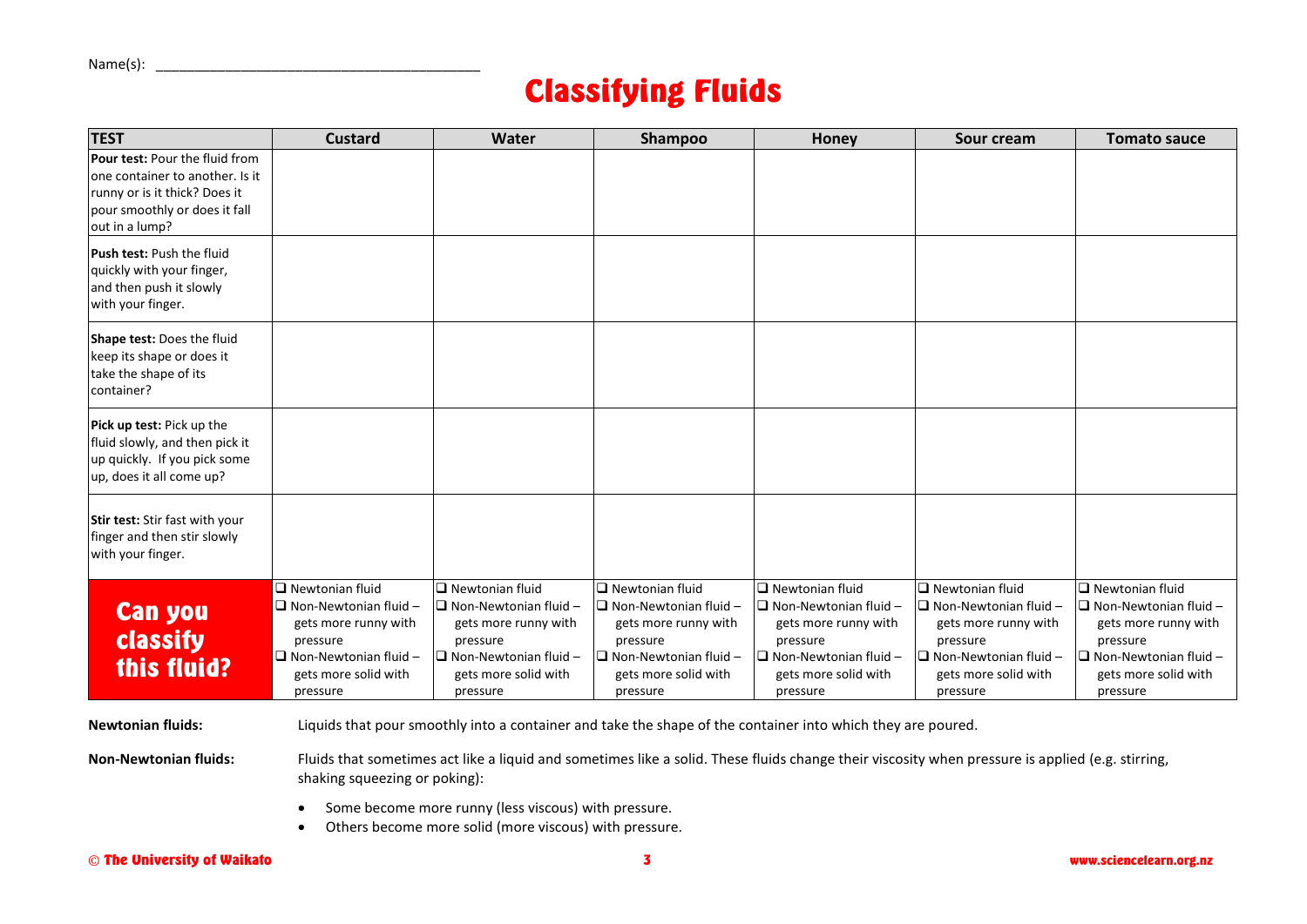Name(s): ________________________________________

# Classifying Fluids

| TEST | Custard | Water | Shampoo | Honey | Sour cream | Tomato sauce |
|---|---|---|---|---|---|---|
| **Pour test:** Pour the fluid from one container to another. Is it runny or is it thick? Does it pour smoothly or does it fall out in a lump? | | | | | | |
| **Push test:** Push the fluid quickly with your finger, and then push it slowly with your finger. | | | | | | |
| **Shape test:** Does the fluid keep its shape or does it take the shape of its container? | | | | | | |
| **Pick up test:** Pick up the fluid slowly, and then pick it up quickly. If you pick some up, does it all come up? | | | | | | |
| **Stir test:** Stir fast with your finger and then stir slowly with your finger. | | | | | | |
| **Can you classify this fluid?** | ☐ Newtonian fluid<br>☐ Non-Newtonian fluid – gets more runny with pressure<br>☐ Non-Newtonian fluid – gets more solid with pressure | ☐ Newtonian fluid<br>☐ Non-Newtonian fluid – gets more runny with pressure<br>☐ Non-Newtonian fluid – gets more solid with pressure | ☐ Newtonian fluid<br>☐ Non-Newtonian fluid – gets more runny with pressure<br>☐ Non-Newtonian fluid – gets more solid with pressure | ☐ Newtonian fluid<br>☐ Non-Newtonian fluid – gets more runny with pressure<br>☐ Non-Newtonian fluid – gets more solid with pressure | ☐ Newtonian fluid<br>☐ Non-Newtonian fluid – gets more runny with pressure<br>☐ Non-Newtonian fluid – gets more solid with pressure | ☐ Newtonian fluid<br>☐ Non-Newtonian fluid – gets more runny with pressure<br>☐ Non-Newtonian fluid – gets more solid with pressure |

**Newtonian fluids:** Liquids that pour smoothly into a container and take the shape of the container into which they are poured.

**Non-Newtonian fluids:** Fluids that sometimes act like a liquid and sometimes like a solid. These fluids change their viscosity when pressure is applied (e.g. stirring, shaking squeezing or poking):

- Some become more runny (less viscous) with pressure.
- Others become more solid (more viscous) with pressure.

© The University of Waikato www.sciencelearn.org.nz